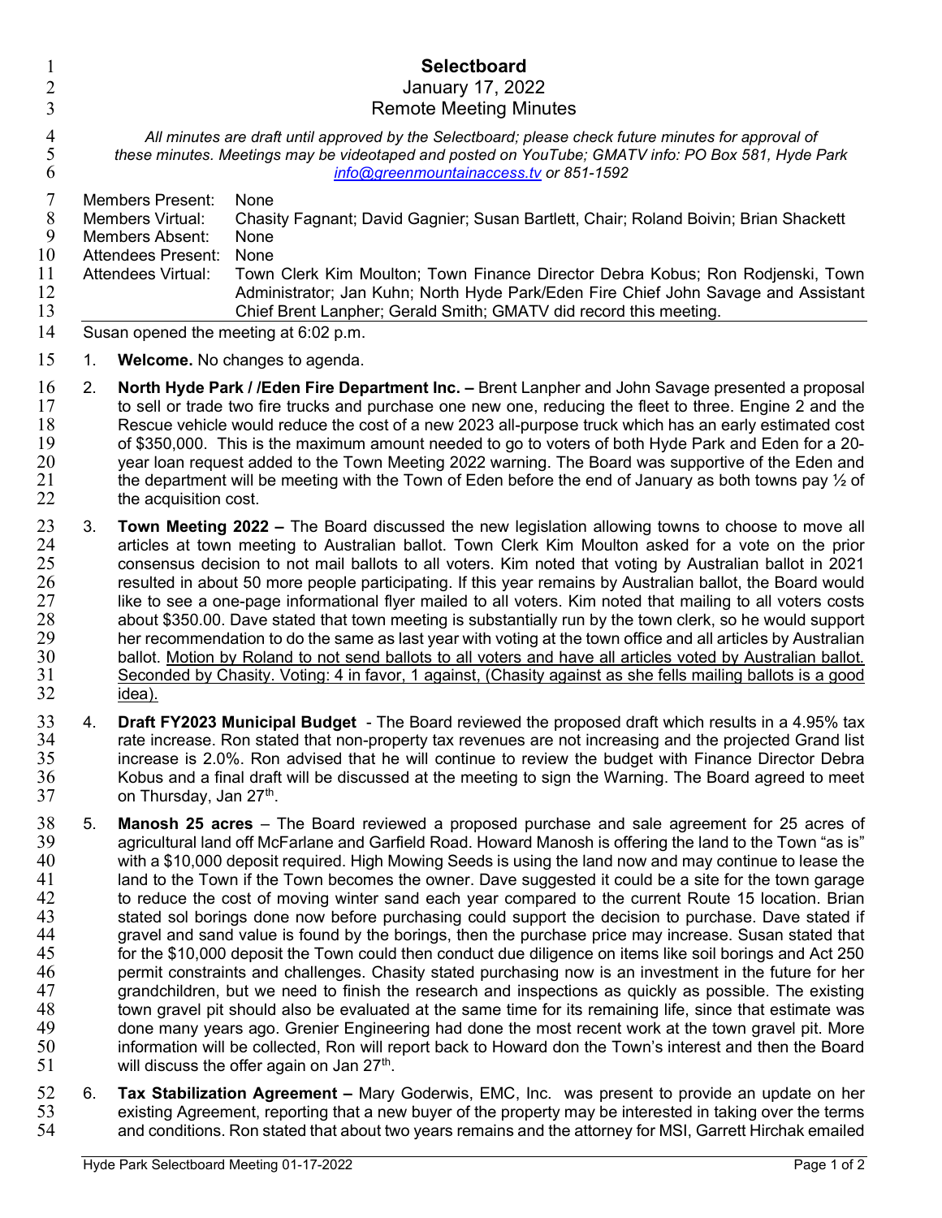# Selectboard

## January 17, 2022

## Remote Meeting Minutes

*All minutes are draft until approved by the Selectboard; please check future minutes for approval of these minutes. Meetings may be videotaped and posted on YouTube; GMATV info: PO Box 581, Hyde Park info@greenmountainaccess.tv or 851-1592*

Members Present: None
Members Virtual: Chasity Fagnant; David Gagnier; Susan Bartlett, Chair; Roland Boivin; Brian Shackett
Members Absent: None
Attendees Present: None
Attendees Virtual: Town Clerk Kim Moulton; Town Finance Director Debra Kobus; Ron Rodjenski, Town Administrator; Jan Kuhn; North Hyde Park/Eden Fire Chief John Savage and Assistant Chief Brent Lanpher; Gerald Smith; GMATV did record this meeting.

Susan opened the meeting at 6:02 p.m.

1. **Welcome.** No changes to agenda.

2. **North Hyde Park / /Eden Fire Department Inc. –** Brent Lanpher and John Savage presented a proposal to sell or trade two fire trucks and purchase one new one, reducing the fleet to three. Engine 2 and the Rescue vehicle would reduce the cost of a new 2023 all-purpose truck which has an early estimated cost of $350,000. This is the maximum amount needed to go to voters of both Hyde Park and Eden for a 20-year loan request added to the Town Meeting 2022 warning. The Board was supportive of the Eden and the department will be meeting with the Town of Eden before the end of January as both towns pay ½ of the acquisition cost.

3. **Town Meeting 2022 –** The Board discussed the new legislation allowing towns to choose to move all articles at town meeting to Australian ballot. Town Clerk Kim Moulton asked for a vote on the prior consensus decision to not mail ballots to all voters. Kim noted that voting by Australian ballot in 2021 resulted in about 50 more people participating. If this year remains by Australian ballot, the Board would like to see a one-page informational flyer mailed to all voters. Kim noted that mailing to all voters costs about $350.00. Dave stated that town meeting is substantially run by the town clerk, so he would support her recommendation to do the same as last year with voting at the town office and all articles by Australian ballot. <u>Motion by Roland to not send ballots to all voters and have all articles voted by Australian ballot. Seconded by Chasity. Voting: 4 in favor, 1 against, (Chasity against as she fells mailing ballots is a good idea).</u>

4. **Draft FY2023 Municipal Budget** - The Board reviewed the proposed draft which results in a 4.95% tax rate increase. Ron stated that non-property tax revenues are not increasing and the projected Grand list increase is 2.0%. Ron advised that he will continue to review the budget with Finance Director Debra Kobus and a final draft will be discussed at the meeting to sign the Warning. The Board agreed to meet on Thursday, Jan 27th.

5. **Manosh 25 acres** – The Board reviewed a proposed purchase and sale agreement for 25 acres of agricultural land off McFarlane and Garfield Road. Howard Manosh is offering the land to the Town "as is" with a $10,000 deposit required. High Mowing Seeds is using the land now and may continue to lease the land to the Town if the Town becomes the owner. Dave suggested it could be a site for the town garage to reduce the cost of moving winter sand each year compared to the current Route 15 location. Brian stated sol borings done now before purchasing could support the decision to purchase. Dave stated if gravel and sand value is found by the borings, then the purchase price may increase. Susan stated that for the $10,000 deposit the Town could then conduct due diligence on items like soil borings and Act 250 permit constraints and challenges. Chasity stated purchasing now is an investment in the future for her grandchildren, but we need to finish the research and inspections as quickly as possible. The existing town gravel pit should also be evaluated at the same time for its remaining life, since that estimate was done many years ago. Grenier Engineering had done the most recent work at the town gravel pit. More information will be collected, Ron will report back to Howard don the Town's interest and then the Board will discuss the offer again on Jan 27th.

6. **Tax Stabilization Agreement –** Mary Goderwis, EMC, Inc. was present to provide an update on her existing Agreement, reporting that a new buyer of the property may be interested in taking over the terms and conditions. Ron stated that about two years remains and the attorney for MSI, Garrett Hirchak emailed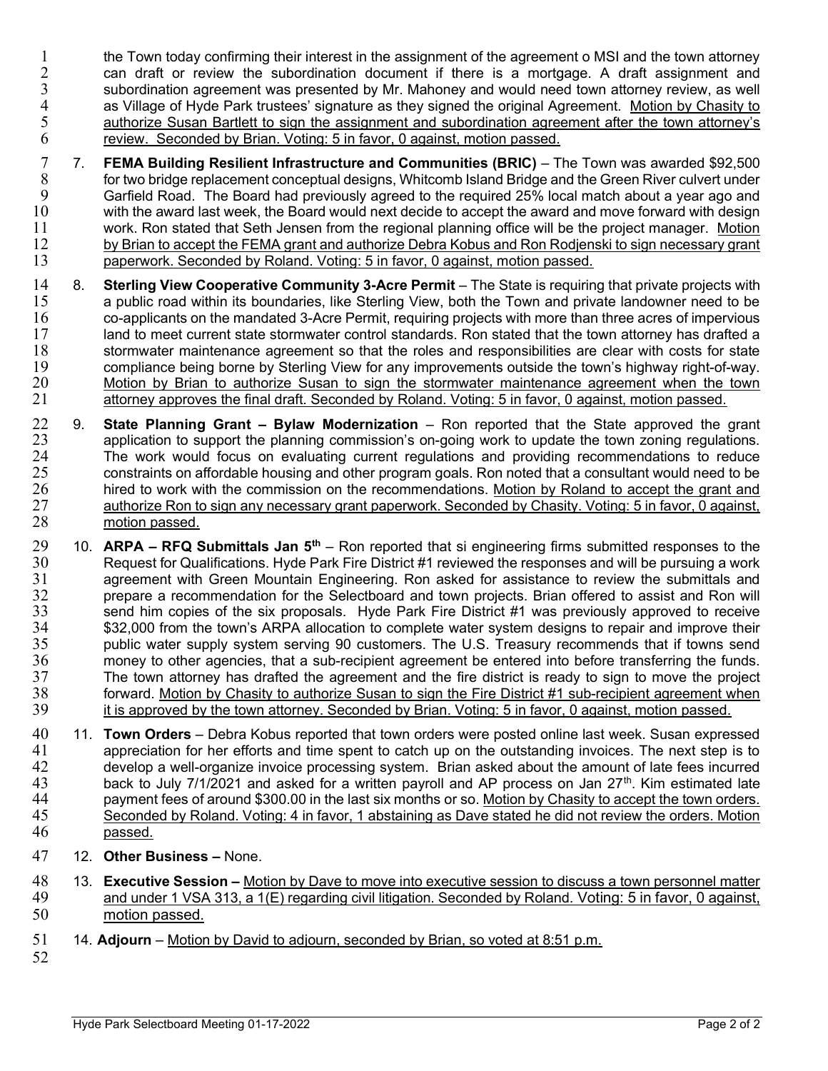the Town today confirming their interest in the assignment of the agreement o MSI and the town attorney can draft or review the subordination document if there is a mortgage. A draft assignment and subordination agreement was presented by Mr. Mahoney and would need town attorney review, as well as Village of Hyde Park trustees' signature as they signed the original Agreement. Motion by Chasity to authorize Susan Bartlett to sign the assignment and subordination agreement after the town attorney's review. Seconded by Brian. Voting: 5 in favor, 0 against, motion passed.

7. **FEMA Building Resilient Infrastructure and Communities (BRIC)** – The Town was awarded \$92,500 for two bridge replacement conceptual designs, Whitcomb Island Bridge and the Green River culvert under Garfield Road. The Board had previously agreed to the required 25% local match about a year ago and with the award last week, the Board would next decide to accept the award and move forward with design work. Ron stated that Seth Jensen from the regional planning office will be the project manager. Motion by Brian to accept the FEMA grant and authorize Debra Kobus and Ron Rodjenski to sign necessary grant paperwork. Seconded by Roland. Voting: 5 in favor, 0 against, motion passed.

8. **Sterling View Cooperative Community 3-Acre Permit** – The State is requiring that private projects with a public road within its boundaries, like Sterling View, both the Town and private landowner need to be co-applicants on the mandated 3-Acre Permit, requiring projects with more than three acres of impervious land to meet current state stormwater control standards. Ron stated that the town attorney has drafted a stormwater maintenance agreement so that the roles and responsibilities are clear with costs for state compliance being borne by Sterling View for any improvements outside the town's highway right-of-way. Motion by Brian to authorize Susan to sign the stormwater maintenance agreement when the town attorney approves the final draft. Seconded by Roland. Voting: 5 in favor, 0 against, motion passed.

9. **State Planning Grant – Bylaw Modernization** – Ron reported that the State approved the grant application to support the planning commission's on-going work to update the town zoning regulations. The work would focus on evaluating current regulations and providing recommendations to reduce constraints on affordable housing and other program goals. Ron noted that a consultant would need to be hired to work with the commission on the recommendations. Motion by Roland to accept the grant and authorize Ron to sign any necessary grant paperwork. Seconded by Chasity. Voting: 5 in favor, 0 against, motion passed.

10. **ARPA – RFQ Submittals Jan 5th** – Ron reported that si engineering firms submitted responses to the Request for Qualifications. Hyde Park Fire District #1 reviewed the responses and will be pursuing a work agreement with Green Mountain Engineering. Ron asked for assistance to review the submittals and prepare a recommendation for the Selectboard and town projects. Brian offered to assist and Ron will send him copies of the six proposals. Hyde Park Fire District #1 was previously approved to receive \$32,000 from the town's ARPA allocation to complete water system designs to repair and improve their public water supply system serving 90 customers. The U.S. Treasury recommends that if towns send money to other agencies, that a sub-recipient agreement be entered into before transferring the funds. The town attorney has drafted the agreement and the fire district is ready to sign to move the project forward. Motion by Chasity to authorize Susan to sign the Fire District #1 sub-recipient agreement when it is approved by the town attorney. Seconded by Brian. Voting: 5 in favor, 0 against, motion passed.

11. **Town Orders** – Debra Kobus reported that town orders were posted online last week. Susan expressed appreciation for her efforts and time spent to catch up on the outstanding invoices. The next step is to develop a well-organize invoice processing system. Brian asked about the amount of late fees incurred back to July 7/1/2021 and asked for a written payroll and AP process on Jan 27th. Kim estimated late payment fees of around \$300.00 in the last six months or so. Motion by Chasity to accept the town orders. Seconded by Roland. Voting: 4 in favor, 1 abstaining as Dave stated he did not review the orders. Motion passed.

12. **Other Business –** None.

13. **Executive Session –** Motion by Dave to move into executive session to discuss a town personnel matter and under 1 VSA 313, a 1(E) regarding civil litigation. Seconded by Roland. Voting: 5 in favor, 0 against, motion passed.

14. **Adjourn** – Motion by David to adjourn, seconded by Brian, so voted at 8:51 p.m.